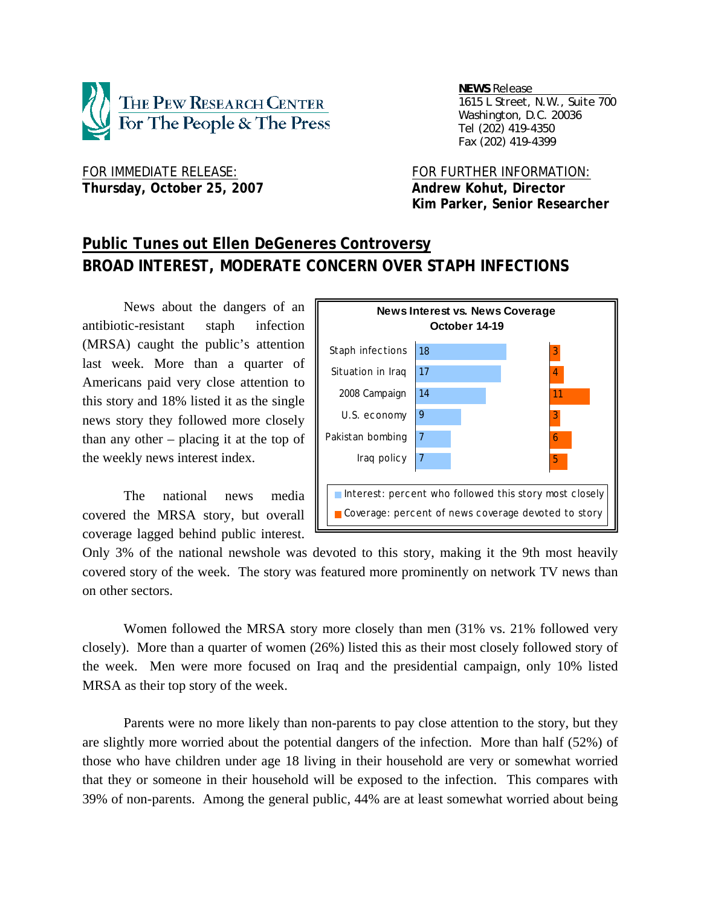**THE PEW RESEARCH CENTER**
**For The People & The Press**

**NEWS** Release
1615 L Street, N.W., Suite 700
Washington, D.C. 20036
Tel (202) 419-4350
Fax (202) 419-4399

FOR IMMEDIATE RELEASE:
**Thursday, October 25, 2007**

FOR FURTHER INFORMATION:
**Andrew Kohut, Director**
**Kim Parker, Senior Researcher**

# Public Tunes out Ellen DeGeneres Controversy
## BROAD INTEREST, MODERATE CONCERN OVER STAPH INFECTIONS

News about the dangers of an antibiotic-resistant staph infection (MRSA) caught the public's attention last week. More than a quarter of Americans paid very close attention to this story and 18% listed it as the single news story they followed more closely than any other – placing it at the top of the weekly news interest index.

**News Interest vs. News Coverage**
**October 14-19**

| | Interest: percent who followed this story most closely | Coverage: percent of news coverage devoted to story |
|---|---|---|
| Staph infections | 18 | 3 |
| Situation in Iraq | 17 | 4 |
| 2008 Campaign | 14 | 11 |
| U.S. economy | 9 | 3 |
| Pakistan bombing | 7 | 6 |
| Iraq policy | 7 | 5 |

The national news media covered the MRSA story, but overall coverage lagged behind public interest. Only 3% of the national newshole was devoted to this story, making it the 9th most heavily covered story of the week. The story was featured more prominently on network TV news than on other sectors.

Women followed the MRSA story more closely than men (31% vs. 21% followed very closely). More than a quarter of women (26%) listed this as their most closely followed story of the week. Men were more focused on Iraq and the presidential campaign, only 10% listed MRSA as their top story of the week.

Parents were no more likely than non-parents to pay close attention to the story, but they are slightly more worried about the potential dangers of the infection. More than half (52%) of those who have children under age 18 living in their household are very or somewhat worried that they or someone in their household will be exposed to the infection. This compares with 39% of non-parents. Among the general public, 44% are at least somewhat worried about being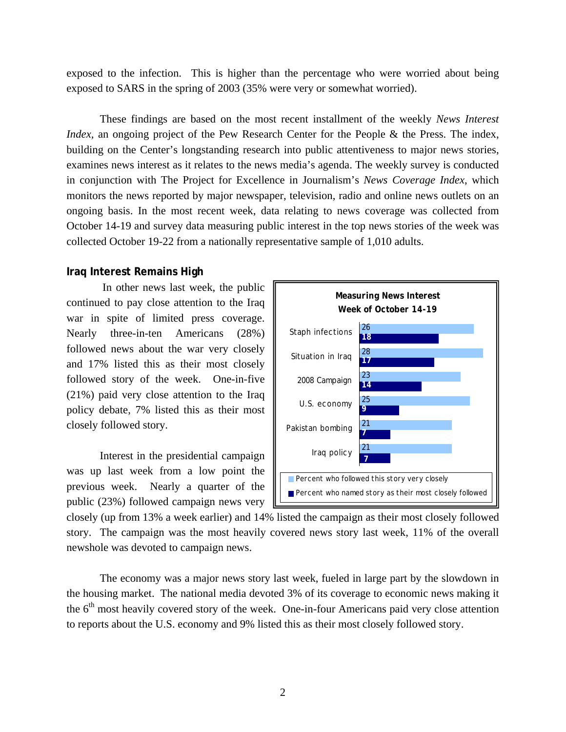exposed to the infection. This is higher than the percentage who were worried about being exposed to SARS in the spring of 2003 (35% were very or somewhat worried).

These findings are based on the most recent installment of the weekly *News Interest Index,* an ongoing project of the Pew Research Center for the People & the Press. The index, building on the Center's longstanding research into public attentiveness to major news stories, examines news interest as it relates to the news media's agenda. The weekly survey is conducted in conjunction with The Project for Excellence in Journalism's *News Coverage Index*, which monitors the news reported by major newspaper, television, radio and online news outlets on an ongoing basis. In the most recent week, data relating to news coverage was collected from October 14-19 and survey data measuring public interest in the top news stories of the week was collected October 19-22 from a nationally representative sample of 1,010 adults.

### Iraq Interest Remains High

In other news last week, the public continued to pay close attention to the Iraq war in spite of limited press coverage. Nearly three-in-ten Americans (28%) followed news about the war very closely and 17% listed this as their most closely followed story of the week. One-in-five (21%) paid very close attention to the Iraq policy debate, 7% listed this as their most closely followed story.

**Measuring News Interest**
**Week of October 14-19**

| | Percent who followed this story very closely | Percent who named story as their most closely followed |
|---|---|---|
| Staph infections | 26 | 18 |
| Situation in Iraq | 28 | 17 |
| 2008 Campaign | 23 | 14 |
| U.S. economy | 25 | 9 |
| Pakistan bombing | 21 | 7 |
| Iraq policy | 21 | 7 |

Interest in the presidential campaign was up last week from a low point the previous week. Nearly a quarter of the public (23%) followed campaign news very closely (up from 13% a week earlier) and 14% listed the campaign as their most closely followed story. The campaign was the most heavily covered news story last week, 11% of the overall newshole was devoted to campaign news.

The economy was a major news story last week, fueled in large part by the slowdown in the housing market. The national media devoted 3% of its coverage to economic news making it the 6th most heavily covered story of the week. One-in-four Americans paid very close attention to reports about the U.S. economy and 9% listed this as their most closely followed story.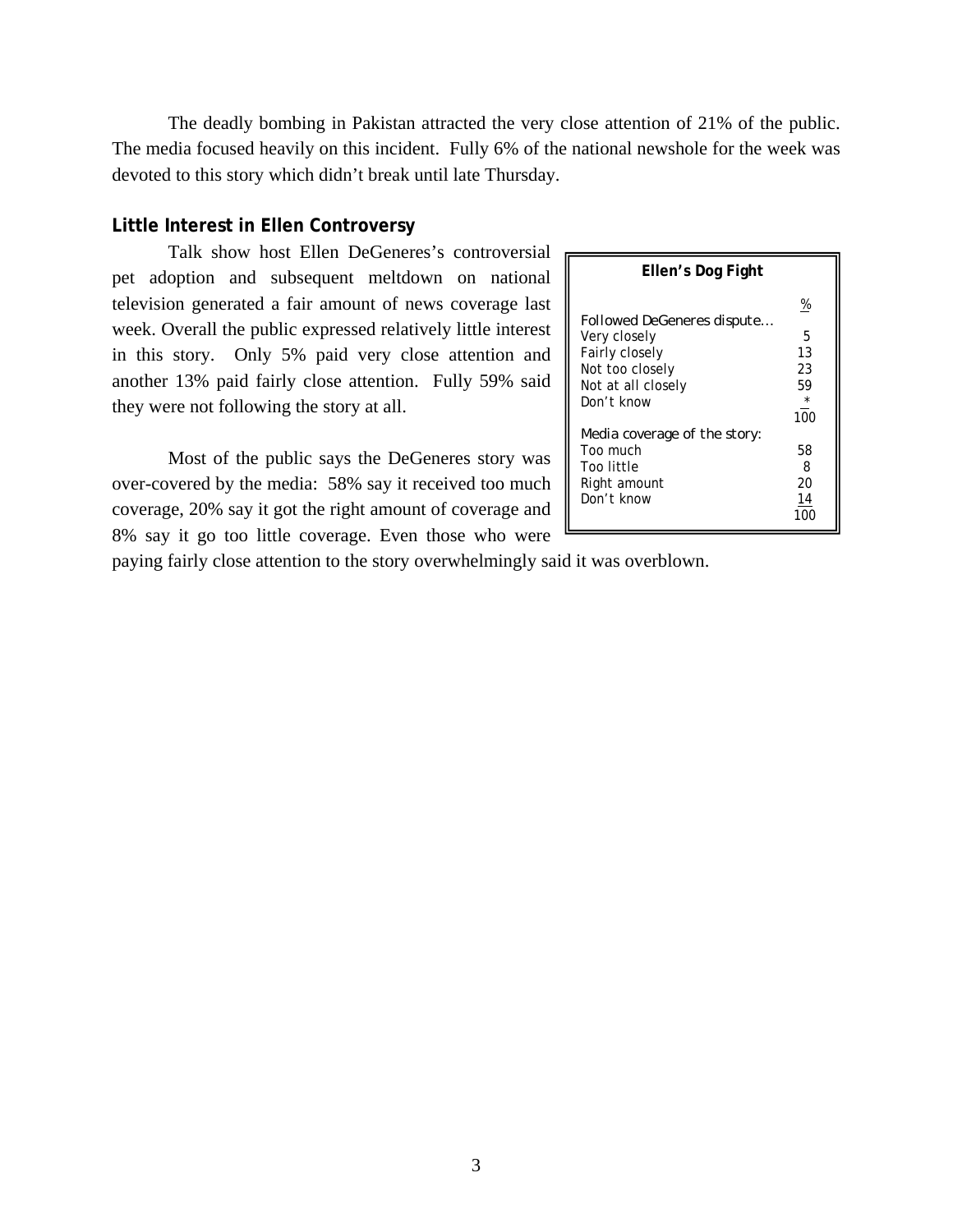The deadly bombing in Pakistan attracted the very close attention of 21% of the public. The media focused heavily on this incident. Fully 6% of the national newshole for the week was devoted to this story which didn't break until late Thursday.

## Little Interest in Ellen Controversy

Talk show host Ellen DeGeneres's controversial pet adoption and subsequent meltdown on national television generated a fair amount of news coverage last week. Overall the public expressed relatively little interest in this story. Only 5% paid very close attention and another 13% paid fairly close attention. Fully 59% said they were not following the story at all.

Most of the public says the DeGeneres story was over-covered by the media: 58% say it received too much coverage, 20% say it got the right amount of coverage and 8% say it go too little coverage. Even those who were paying fairly close attention to the story overwhelmingly said it was overblown.

**Ellen's Dog Fight**

| | % |
|---|---|
| Followed DeGeneres dispute… | |
| Very closely | 5 |
| Fairly closely | 13 |
| Not too closely | 23 |
| Not at all closely | 59 |
| Don't know | * |
| | 100 |
| Media coverage of the story: | |
| Too much | 58 |
| Too little | 8 |
| Right amount | 20 |
| Don't know | 14 |
| | 100 |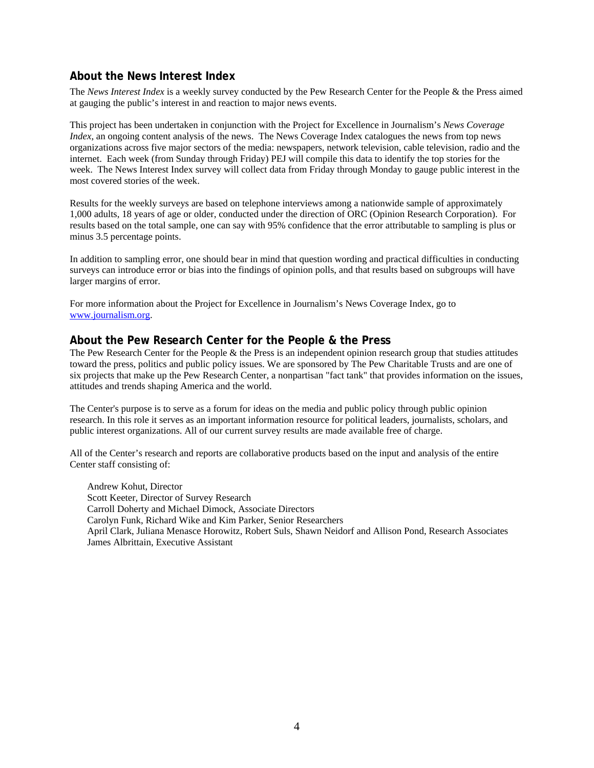## About the News Interest Index

The *News Interest Index* is a weekly survey conducted by the Pew Research Center for the People & the Press aimed at gauging the public's interest in and reaction to major news events.

This project has been undertaken in conjunction with the Project for Excellence in Journalism's *News Coverage Index*, an ongoing content analysis of the news. The News Coverage Index catalogues the news from top news organizations across five major sectors of the media: newspapers, network television, cable television, radio and the internet. Each week (from Sunday through Friday) PEJ will compile this data to identify the top stories for the week. The News Interest Index survey will collect data from Friday through Monday to gauge public interest in the most covered stories of the week.

Results for the weekly surveys are based on telephone interviews among a nationwide sample of approximately 1,000 adults, 18 years of age or older, conducted under the direction of ORC (Opinion Research Corporation). For results based on the total sample, one can say with 95% confidence that the error attributable to sampling is plus or minus 3.5 percentage points.

In addition to sampling error, one should bear in mind that question wording and practical difficulties in conducting surveys can introduce error or bias into the findings of opinion polls, and that results based on subgroups will have larger margins of error.

For more information about the Project for Excellence in Journalism's News Coverage Index, go to www.journalism.org.

## About the Pew Research Center for the People & the Press

The Pew Research Center for the People & the Press is an independent opinion research group that studies attitudes toward the press, politics and public policy issues. We are sponsored by The Pew Charitable Trusts and are one of six projects that make up the Pew Research Center, a nonpartisan "fact tank" that provides information on the issues, attitudes and trends shaping America and the world.

The Center's purpose is to serve as a forum for ideas on the media and public policy through public opinion research. In this role it serves as an important information resource for political leaders, journalists, scholars, and public interest organizations. All of our current survey results are made available free of charge.

All of the Center's research and reports are collaborative products based on the input and analysis of the entire Center staff consisting of:

Andrew Kohut, Director
Scott Keeter, Director of Survey Research
Carroll Doherty and Michael Dimock, Associate Directors
Carolyn Funk, Richard Wike and Kim Parker, Senior Researchers
April Clark, Juliana Menasce Horowitz, Robert Suls, Shawn Neidorf and Allison Pond, Research Associates
James Albrittain, Executive Assistant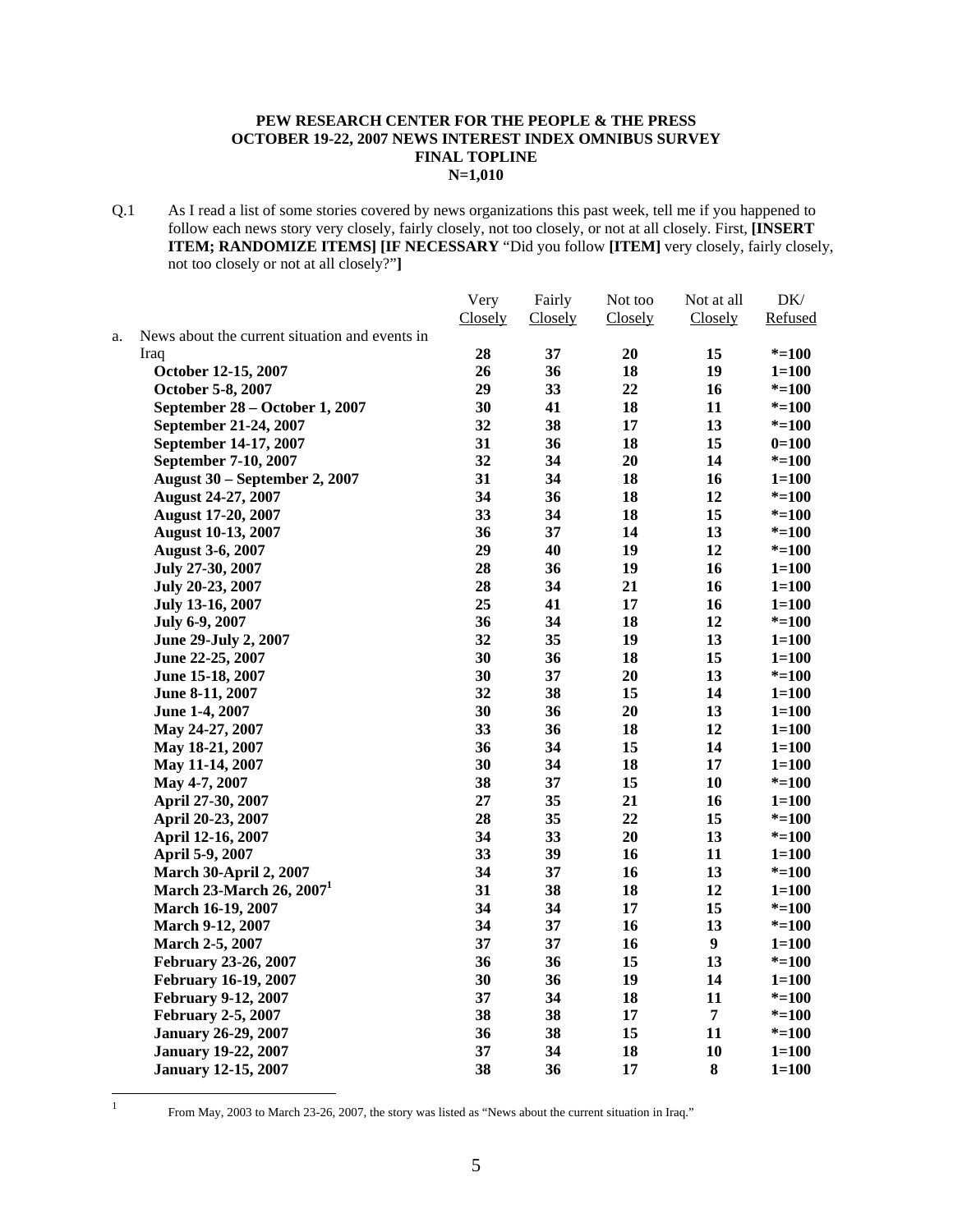**PEW RESEARCH CENTER FOR THE PEOPLE & THE PRESS**
**OCTOBER 19-22, 2007 NEWS INTEREST INDEX OMNIBUS SURVEY**
**FINAL TOPLINE**
**N=1,010**

Q.1 As I read a list of some stories covered by news organizations this past week, tell me if you happened to follow each news story very closely, fairly closely, not too closely, or not at all closely. First, **[INSERT ITEM; RANDOMIZE ITEMS] [IF NECESSARY** "Did you follow **[ITEM]** very closely, fairly closely, not too closely or not at all closely?"**]**

| | Very Closely | Fairly Closely | Not too Closely | Not at all Closely | DK/ Refused |
|---|---|---|---|---|---|
| a. News about the current situation and events in Iraq | **28** | **37** | **20** | **15** | ***=100** |
| **October 12-15, 2007** | **26** | **36** | **18** | **19** | **1=100** |
| **October 5-8, 2007** | **29** | **33** | **22** | **16** | ***=100** |
| **September 28 – October 1, 2007** | **30** | **41** | **18** | **11** | ***=100** |
| **September 21-24, 2007** | **32** | **38** | **17** | **13** | ***=100** |
| **September 14-17, 2007** | **31** | **36** | **18** | **15** | **0=100** |
| **September 7-10, 2007** | **32** | **34** | **20** | **14** | ***=100** |
| **August 30 – September 2, 2007** | **31** | **34** | **18** | **16** | **1=100** |
| **August 24-27, 2007** | **34** | **36** | **18** | **12** | ***=100** |
| **August 17-20, 2007** | **33** | **34** | **18** | **15** | ***=100** |
| **August 10-13, 2007** | **36** | **37** | **14** | **13** | ***=100** |
| **August 3-6, 2007** | **29** | **40** | **19** | **12** | ***=100** |
| **July 27-30, 2007** | **28** | **36** | **19** | **16** | **1=100** |
| **July 20-23, 2007** | **28** | **34** | **21** | **16** | **1=100** |
| **July 13-16, 2007** | **25** | **41** | **17** | **16** | **1=100** |
| **July 6-9, 2007** | **36** | **34** | **18** | **12** | ***=100** |
| **June 29-July 2, 2007** | **32** | **35** | **19** | **13** | **1=100** |
| **June 22-25, 2007** | **30** | **36** | **18** | **15** | **1=100** |
| **June 15-18, 2007** | **30** | **37** | **20** | **13** | ***=100** |
| **June 8-11, 2007** | **32** | **38** | **15** | **14** | **1=100** |
| **June 1-4, 2007** | **30** | **36** | **20** | **13** | **1=100** |
| **May 24-27, 2007** | **33** | **36** | **18** | **12** | **1=100** |
| **May 18-21, 2007** | **36** | **34** | **15** | **14** | **1=100** |
| **May 11-14, 2007** | **30** | **34** | **18** | **17** | **1=100** |
| **May 4-7, 2007** | **38** | **37** | **15** | **10** | ***=100** |
| **April 27-30, 2007** | **27** | **35** | **21** | **16** | **1=100** |
| **April 20-23, 2007** | **28** | **35** | **22** | **15** | ***=100** |
| **April 12-16, 2007** | **34** | **33** | **20** | **13** | ***=100** |
| **April 5-9, 2007** | **33** | **39** | **16** | **11** | **1=100** |
| **March 30-April 2, 2007** | **34** | **37** | **16** | **13** | ***=100** |
| **March 23-March 26, 2007**[1] | **31** | **38** | **18** | **12** | **1=100** |
| **March 16-19, 2007** | **34** | **34** | **17** | **15** | ***=100** |
| **March 9-12, 2007** | **34** | **37** | **16** | **13** | ***=100** |
| **March 2-5, 2007** | **37** | **37** | **16** | **9** | **1=100** |
| **February 23-26, 2007** | **36** | **36** | **15** | **13** | ***=100** |
| **February 16-19, 2007** | **30** | **36** | **19** | **14** | **1=100** |
| **February 9-12, 2007** | **37** | **34** | **18** | **11** | ***=100** |
| **February 2-5, 2007** | **38** | **38** | **17** | **7** | ***=100** |
| **January 26-29, 2007** | **36** | **38** | **15** | **11** | ***=100** |
| **January 19-22, 2007** | **37** | **34** | **18** | **10** | **1=100** |
| **January 12-15, 2007** | **38** | **36** | **17** | **8** | **1=100** |

[1] From May, 2003 to March 23-26, 2007, the story was listed as "News about the current situation in Iraq."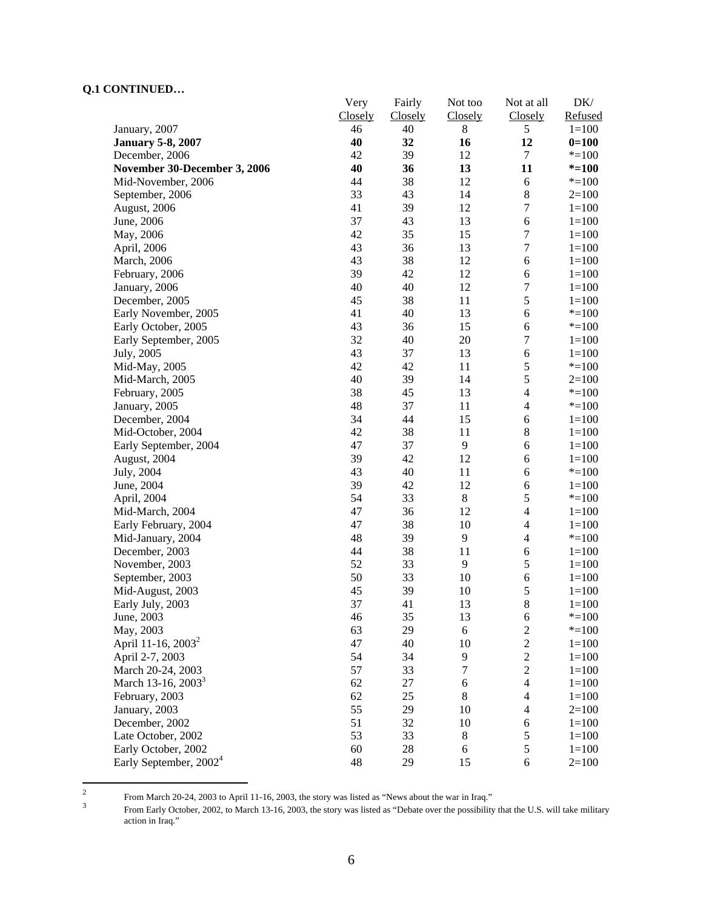**Q.1 CONTINUED…**

| | Very Closely | Fairly Closely | Not too Closely | Not at all Closely | DK/ Refused |
|---|---|---|---|---|---|
| January, 2007 | 46 | 40 | 8 | 5 | 1=100 |
| **January 5-8, 2007** | **40** | **32** | **16** | **12** | **0=100** |
| December, 2006 | 42 | 39 | 12 | 7 | *=100 |
| **November 30-December 3, 2006** | **40** | **36** | **13** | **11** | ***=100** |
| Mid-November, 2006 | 44 | 38 | 12 | 6 | *=100 |
| September, 2006 | 33 | 43 | 14 | 8 | 2=100 |
| August, 2006 | 41 | 39 | 12 | 7 | 1=100 |
| June, 2006 | 37 | 43 | 13 | 6 | 1=100 |
| May, 2006 | 42 | 35 | 15 | 7 | 1=100 |
| April, 2006 | 43 | 36 | 13 | 7 | 1=100 |
| March, 2006 | 43 | 38 | 12 | 6 | 1=100 |
| February, 2006 | 39 | 42 | 12 | 6 | 1=100 |
| January, 2006 | 40 | 40 | 12 | 7 | 1=100 |
| December, 2005 | 45 | 38 | 11 | 5 | 1=100 |
| Early November, 2005 | 41 | 40 | 13 | 6 | *=100 |
| Early October, 2005 | 43 | 36 | 15 | 6 | *=100 |
| Early September, 2005 | 32 | 40 | 20 | 7 | 1=100 |
| July, 2005 | 43 | 37 | 13 | 6 | 1=100 |
| Mid-May, 2005 | 42 | 42 | 11 | 5 | *=100 |
| Mid-March, 2005 | 40 | 39 | 14 | 5 | 2=100 |
| February, 2005 | 38 | 45 | 13 | 4 | *=100 |
| January, 2005 | 48 | 37 | 11 | 4 | *=100 |
| December, 2004 | 34 | 44 | 15 | 6 | 1=100 |
| Mid-October, 2004 | 42 | 38 | 11 | 8 | 1=100 |
| Early September, 2004 | 47 | 37 | 9 | 6 | 1=100 |
| August, 2004 | 39 | 42 | 12 | 6 | 1=100 |
| July, 2004 | 43 | 40 | 11 | 6 | *=100 |
| June, 2004 | 39 | 42 | 12 | 6 | 1=100 |
| April, 2004 | 54 | 33 | 8 | 5 | *=100 |
| Mid-March, 2004 | 47 | 36 | 12 | 4 | 1=100 |
| Early February, 2004 | 47 | 38 | 10 | 4 | 1=100 |
| Mid-January, 2004 | 48 | 39 | 9 | 4 | *=100 |
| December, 2003 | 44 | 38 | 11 | 6 | 1=100 |
| November, 2003 | 52 | 33 | 9 | 5 | 1=100 |
| September, 2003 | 50 | 33 | 10 | 6 | 1=100 |
| Mid-August, 2003 | 45 | 39 | 10 | 5 | 1=100 |
| Early July, 2003 | 37 | 41 | 13 | 8 | 1=100 |
| June, 2003 | 46 | 35 | 13 | 6 | *=100 |
| May, 2003 | 63 | 29 | 6 | 2 | *=100 |
| April 11-16, 2003[2] | 47 | 40 | 10 | 2 | 1=100 |
| April 2-7, 2003 | 54 | 34 | 9 | 2 | 1=100 |
| March 20-24, 2003 | 57 | 33 | 7 | 2 | 1=100 |
| March 13-16, 2003[3] | 62 | 27 | 6 | 4 | 1=100 |
| February, 2003 | 62 | 25 | 8 | 4 | 1=100 |
| January, 2003 | 55 | 29 | 10 | 4 | 2=100 |
| December, 2002 | 51 | 32 | 10 | 6 | 1=100 |
| Late October, 2002 | 53 | 33 | 8 | 5 | 1=100 |
| Early October, 2002 | 60 | 28 | 6 | 5 | 1=100 |
| Early September, 2002[4] | 48 | 29 | 15 | 6 | 2=100 |

[2] From March 20-24, 2003 to April 11-16, 2003, the story was listed as "News about the war in Iraq."

[3] From Early October, 2002, to March 13-16, 2003, the story was listed as "Debate over the possibility that the U.S. will take military action in Iraq."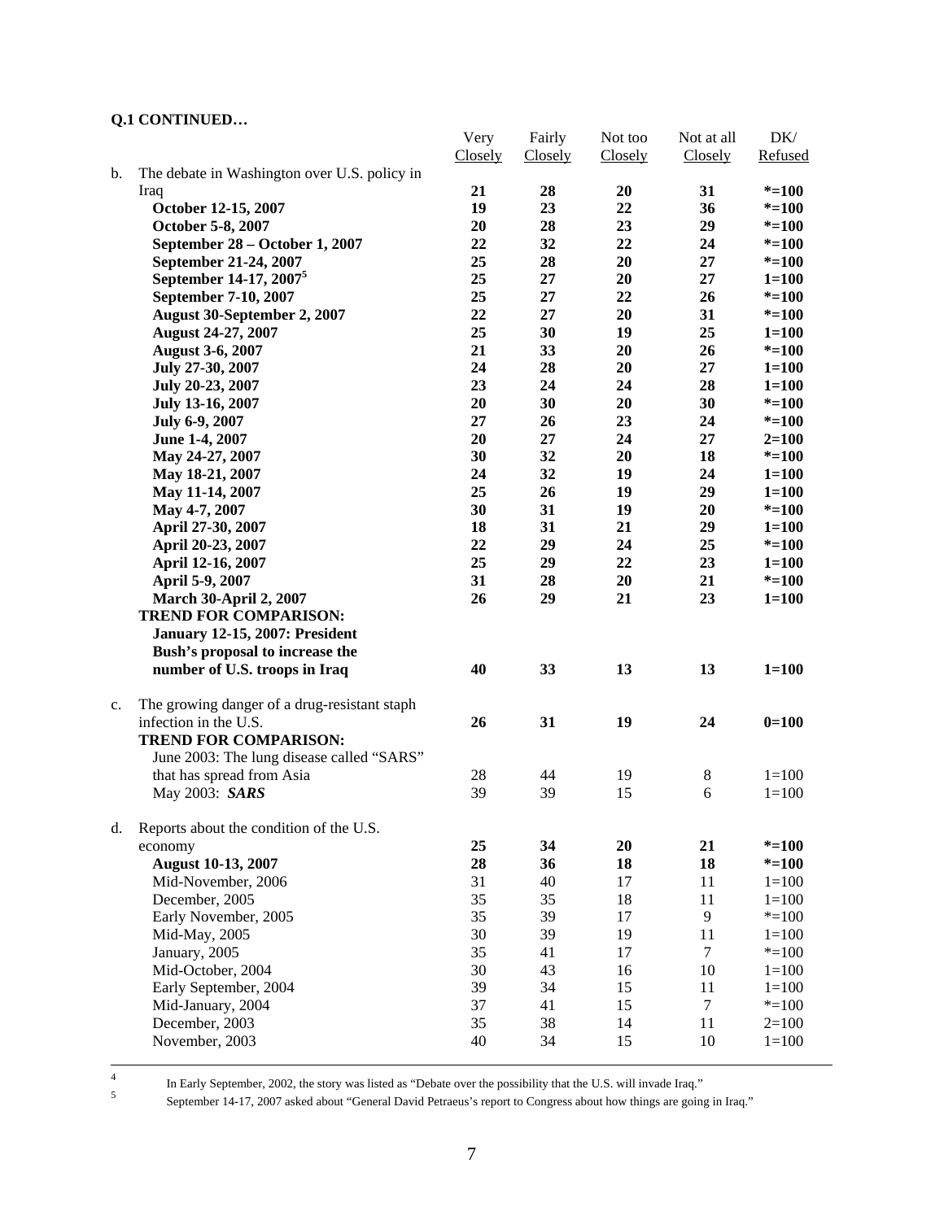**Q.1 CONTINUED…**

| | | Very Closely | Fairly Closely | Not too Closely | Not at all Closely | DK/ Refused |
|---|---|---|---|---|---|---|
| b. | The debate in Washington over U.S. policy in Iraq | **21** | **28** | **20** | **31** | **\*=100** |
| | **October 12-15, 2007** | **19** | **23** | **22** | **36** | **\*=100** |
| | **October 5-8, 2007** | **20** | **28** | **23** | **29** | **\*=100** |
| | **September 28 – October 1, 2007** | **22** | **32** | **22** | **24** | **\*=100** |
| | **September 21-24, 2007** | **25** | **28** | **20** | **27** | **\*=100** |
| | **September 14-17, 2007[5]** | **25** | **27** | **20** | **27** | **1=100** |
| | **September 7-10, 2007** | **25** | **27** | **22** | **26** | **\*=100** |
| | **August 30-September 2, 2007** | **22** | **27** | **20** | **31** | **\*=100** |
| | **August 24-27, 2007** | **25** | **30** | **19** | **25** | **1=100** |
| | **August 3-6, 2007** | **21** | **33** | **20** | **26** | **\*=100** |
| | **July 27-30, 2007** | **24** | **28** | **20** | **27** | **1=100** |
| | **July 20-23, 2007** | **23** | **24** | **24** | **28** | **1=100** |
| | **July 13-16, 2007** | **20** | **30** | **20** | **30** | **\*=100** |
| | **July 6-9, 2007** | **27** | **26** | **23** | **24** | **\*=100** |
| | **June 1-4, 2007** | **20** | **27** | **24** | **27** | **2=100** |
| | **May 24-27, 2007** | **30** | **32** | **20** | **18** | **\*=100** |
| | **May 18-21, 2007** | **24** | **32** | **19** | **24** | **1=100** |
| | **May 11-14, 2007** | **25** | **26** | **19** | **29** | **1=100** |
| | **May 4-7, 2007** | **30** | **31** | **19** | **20** | **\*=100** |
| | **April 27-30, 2007** | **18** | **31** | **21** | **29** | **1=100** |
| | **April 20-23, 2007** | **22** | **29** | **24** | **25** | **\*=100** |
| | **April 12-16, 2007** | **25** | **29** | **22** | **23** | **1=100** |
| | **April 5-9, 2007** | **31** | **28** | **20** | **21** | **\*=100** |
| | **March 30-April 2, 2007** | **26** | **29** | **21** | **23** | **1=100** |
| | **TREND FOR COMPARISON:** | | | | | |
| | **January 12-15, 2007: President Bush's proposal to increase the number of U.S. troops in Iraq** | **40** | **33** | **13** | **13** | **1=100** |
| c. | The growing danger of a drug-resistant staph infection in the U.S. | **26** | **31** | **19** | **24** | **0=100** |
| | **TREND FOR COMPARISON:** | | | | | |
| | June 2003: The lung disease called "SARS" that has spread from Asia | 28 | 44 | 19 | 8 | 1=100 |
| | May 2003: ***SARS*** | 39 | 39 | 15 | 6 | 1=100 |
| d. | Reports about the condition of the U.S. economy | **25** | **34** | **20** | **21** | **\*=100** |
| | **August 10-13, 2007** | **28** | **36** | **18** | **18** | **\*=100** |
| | Mid-November, 2006 | 31 | 40 | 17 | 11 | 1=100 |
| | December, 2005 | 35 | 35 | 18 | 11 | 1=100 |
| | Early November, 2005 | 35 | 39 | 17 | 9 | \*=100 |
| | Mid-May, 2005 | 30 | 39 | 19 | 11 | 1=100 |
| | January, 2005 | 35 | 41 | 17 | 7 | \*=100 |
| | Mid-October, 2004 | 30 | 43 | 16 | 10 | 1=100 |
| | Early September, 2004 | 39 | 34 | 15 | 11 | 1=100 |
| | Mid-January, 2004 | 37 | 41 | 15 | 7 | \*=100 |
| | December, 2003 | 35 | 38 | 14 | 11 | 2=100 |
| | November, 2003 | 40 | 34 | 15 | 10 | 1=100 |

---

[4] In Early September, 2002, the story was listed as "Debate over the possibility that the U.S. will invade Iraq."

[5] September 14-17, 2007 asked about "General David Petraeus's report to Congress about how things are going in Iraq."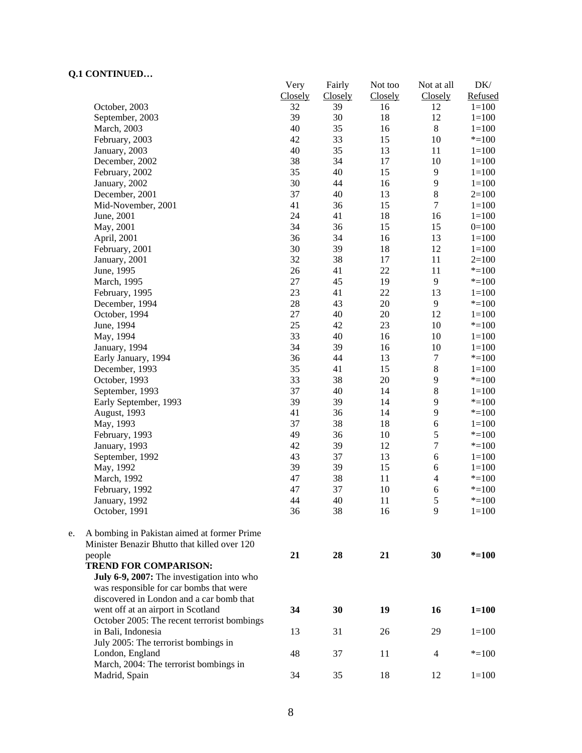**Q.1 CONTINUED…**

| | Very Closely | Fairly Closely | Not too Closely | Not at all Closely | DK/ Refused |
|---|---|---|---|---|---|
| October, 2003 | 32 | 39 | 16 | 12 | 1=100 |
| September, 2003 | 39 | 30 | 18 | 12 | 1=100 |
| March, 2003 | 40 | 35 | 16 | 8 | 1=100 |
| February, 2003 | 42 | 33 | 15 | 10 | *=100 |
| January, 2003 | 40 | 35 | 13 | 11 | 1=100 |
| December, 2002 | 38 | 34 | 17 | 10 | 1=100 |
| February, 2002 | 35 | 40 | 15 | 9 | 1=100 |
| January, 2002 | 30 | 44 | 16 | 9 | 1=100 |
| December, 2001 | 37 | 40 | 13 | 8 | 2=100 |
| Mid-November, 2001 | 41 | 36 | 15 | 7 | 1=100 |
| June, 2001 | 24 | 41 | 18 | 16 | 1=100 |
| May, 2001 | 34 | 36 | 15 | 15 | 0=100 |
| April, 2001 | 36 | 34 | 16 | 13 | 1=100 |
| February, 2001 | 30 | 39 | 18 | 12 | 1=100 |
| January, 2001 | 32 | 38 | 17 | 11 | 2=100 |
| June, 1995 | 26 | 41 | 22 | 11 | *=100 |
| March, 1995 | 27 | 45 | 19 | 9 | *=100 |
| February, 1995 | 23 | 41 | 22 | 13 | 1=100 |
| December, 1994 | 28 | 43 | 20 | 9 | *=100 |
| October, 1994 | 27 | 40 | 20 | 12 | 1=100 |
| June, 1994 | 25 | 42 | 23 | 10 | *=100 |
| May, 1994 | 33 | 40 | 16 | 10 | 1=100 |
| January, 1994 | 34 | 39 | 16 | 10 | 1=100 |
| Early January, 1994 | 36 | 44 | 13 | 7 | *=100 |
| December, 1993 | 35 | 41 | 15 | 8 | 1=100 |
| October, 1993 | 33 | 38 | 20 | 9 | *=100 |
| September, 1993 | 37 | 40 | 14 | 8 | 1=100 |
| Early September, 1993 | 39 | 39 | 14 | 9 | *=100 |
| August, 1993 | 41 | 36 | 14 | 9 | *=100 |
| May, 1993 | 37 | 38 | 18 | 6 | 1=100 |
| February, 1993 | 49 | 36 | 10 | 5 | *=100 |
| January, 1993 | 42 | 39 | 12 | 7 | *=100 |
| September, 1992 | 43 | 37 | 13 | 6 | 1=100 |
| May, 1992 | 39 | 39 | 15 | 6 | 1=100 |
| March, 1992 | 47 | 38 | 11 | 4 | *=100 |
| February, 1992 | 47 | 37 | 10 | 6 | *=100 |
| January, 1992 | 44 | 40 | 11 | 5 | *=100 |
| October, 1991 | 36 | 38 | 16 | 9 | 1=100 |
| e. A bombing in Pakistan aimed at former Prime Minister Benazir Bhutto that killed over 120 people | **21** | **28** | **21** | **30** | ***=100** |
| **TREND FOR COMPARISON:** | | | | | |
| **July 6-9, 2007:** The investigation into who was responsible for car bombs that were discovered in London and a car bomb that went off at an airport in Scotland | **34** | **30** | **19** | **16** | **1=100** |
| October 2005: The recent terrorist bombings in Bali, Indonesia | 13 | 31 | 26 | 29 | 1=100 |
| July 2005: The terrorist bombings in London, England | 48 | 37 | 11 | 4 | *=100 |
| March, 2004: The terrorist bombings in Madrid, Spain | 34 | 35 | 18 | 12 | 1=100 |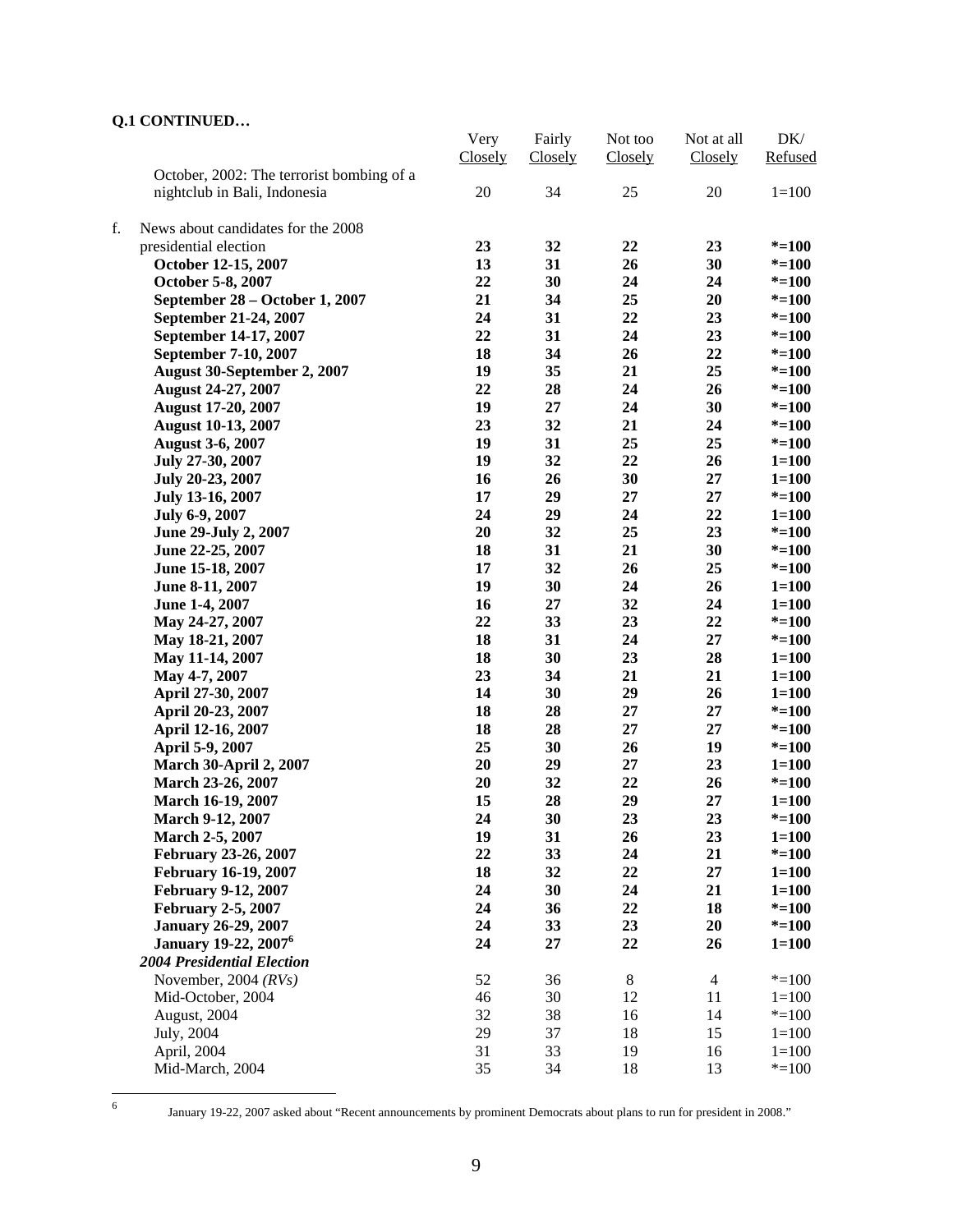**Q.1 CONTINUED…**

| | Very Closely | Fairly Closely | Not too Closely | Not at all Closely | DK/ Refused |
|---|---|---|---|---|---|
| October, 2002: The terrorist bombing of a nightclub in Bali, Indonesia | 20 | 34 | 25 | 20 | 1=100 |
| f. News about candidates for the 2008 presidential election | **23** | **32** | **22** | **23** | ***=100** |
| **October 12-15, 2007** | **13** | **31** | **26** | **30** | ***=100** |
| **October 5-8, 2007** | **22** | **30** | **24** | **24** | ***=100** |
| **September 28 – October 1, 2007** | **21** | **34** | **25** | **20** | ***=100** |
| **September 21-24, 2007** | **24** | **31** | **22** | **23** | ***=100** |
| **September 14-17, 2007** | **22** | **31** | **24** | **23** | ***=100** |
| **September 7-10, 2007** | **18** | **34** | **26** | **22** | ***=100** |
| **August 30-September 2, 2007** | **19** | **35** | **21** | **25** | ***=100** |
| **August 24-27, 2007** | **22** | **28** | **24** | **26** | ***=100** |
| **August 17-20, 2007** | **19** | **27** | **24** | **30** | ***=100** |
| **August 10-13, 2007** | **23** | **32** | **21** | **24** | ***=100** |
| **August 3-6, 2007** | **19** | **31** | **25** | **25** | ***=100** |
| **July 27-30, 2007** | **19** | **32** | **22** | **26** | **1=100** |
| **July 20-23, 2007** | **16** | **26** | **30** | **27** | **1=100** |
| **July 13-16, 2007** | **17** | **29** | **27** | **27** | ***=100** |
| **July 6-9, 2007** | **24** | **29** | **24** | **22** | **1=100** |
| **June 29-July 2, 2007** | **20** | **32** | **25** | **23** | ***=100** |
| **June 22-25, 2007** | **18** | **31** | **21** | **30** | ***=100** |
| **June 15-18, 2007** | **17** | **32** | **26** | **25** | ***=100** |
| **June 8-11, 2007** | **19** | **30** | **24** | **26** | **1=100** |
| **June 1-4, 2007** | **16** | **27** | **32** | **24** | **1=100** |
| **May 24-27, 2007** | **22** | **33** | **23** | **22** | ***=100** |
| **May 18-21, 2007** | **18** | **31** | **24** | **27** | ***=100** |
| **May 11-14, 2007** | **18** | **30** | **23** | **28** | **1=100** |
| **May 4-7, 2007** | **23** | **34** | **21** | **21** | **1=100** |
| **April 27-30, 2007** | **14** | **30** | **29** | **26** | **1=100** |
| **April 20-23, 2007** | **18** | **28** | **27** | **27** | ***=100** |
| **April 12-16, 2007** | **18** | **28** | **27** | **27** | ***=100** |
| **April 5-9, 2007** | **25** | **30** | **26** | **19** | ***=100** |
| **March 30-April 2, 2007** | **20** | **29** | **27** | **23** | **1=100** |
| **March 23-26, 2007** | **20** | **32** | **22** | **26** | ***=100** |
| **March 16-19, 2007** | **15** | **28** | **29** | **27** | **1=100** |
| **March 9-12, 2007** | **24** | **30** | **23** | **23** | ***=100** |
| **March 2-5, 2007** | **19** | **31** | **26** | **23** | **1=100** |
| **February 23-26, 2007** | **22** | **33** | **24** | **21** | ***=100** |
| **February 16-19, 2007** | **18** | **32** | **22** | **27** | **1=100** |
| **February 9-12, 2007** | **24** | **30** | **24** | **21** | **1=100** |
| **February 2-5, 2007** | **24** | **36** | **22** | **18** | ***=100** |
| **January 26-29, 2007** | **24** | **33** | **23** | **20** | ***=100** |
| **January 19-22, 2007**[6] | **24** | **27** | **22** | **26** | **1=100** |
| ***2004 Presidential Election*** | | | | | |
| November, 2004 *(RVs)* | 52 | 36 | 8 | 4 | *=100 |
| Mid-October, 2004 | 46 | 30 | 12 | 11 | 1=100 |
| August, 2004 | 32 | 38 | 16 | 14 | *=100 |
| July, 2004 | 29 | 37 | 18 | 15 | 1=100 |
| April, 2004 | 31 | 33 | 19 | 16 | 1=100 |
| Mid-March, 2004 | 35 | 34 | 18 | 13 | *=100 |

[6] January 19-22, 2007 asked about "Recent announcements by prominent Democrats about plans to run for president in 2008."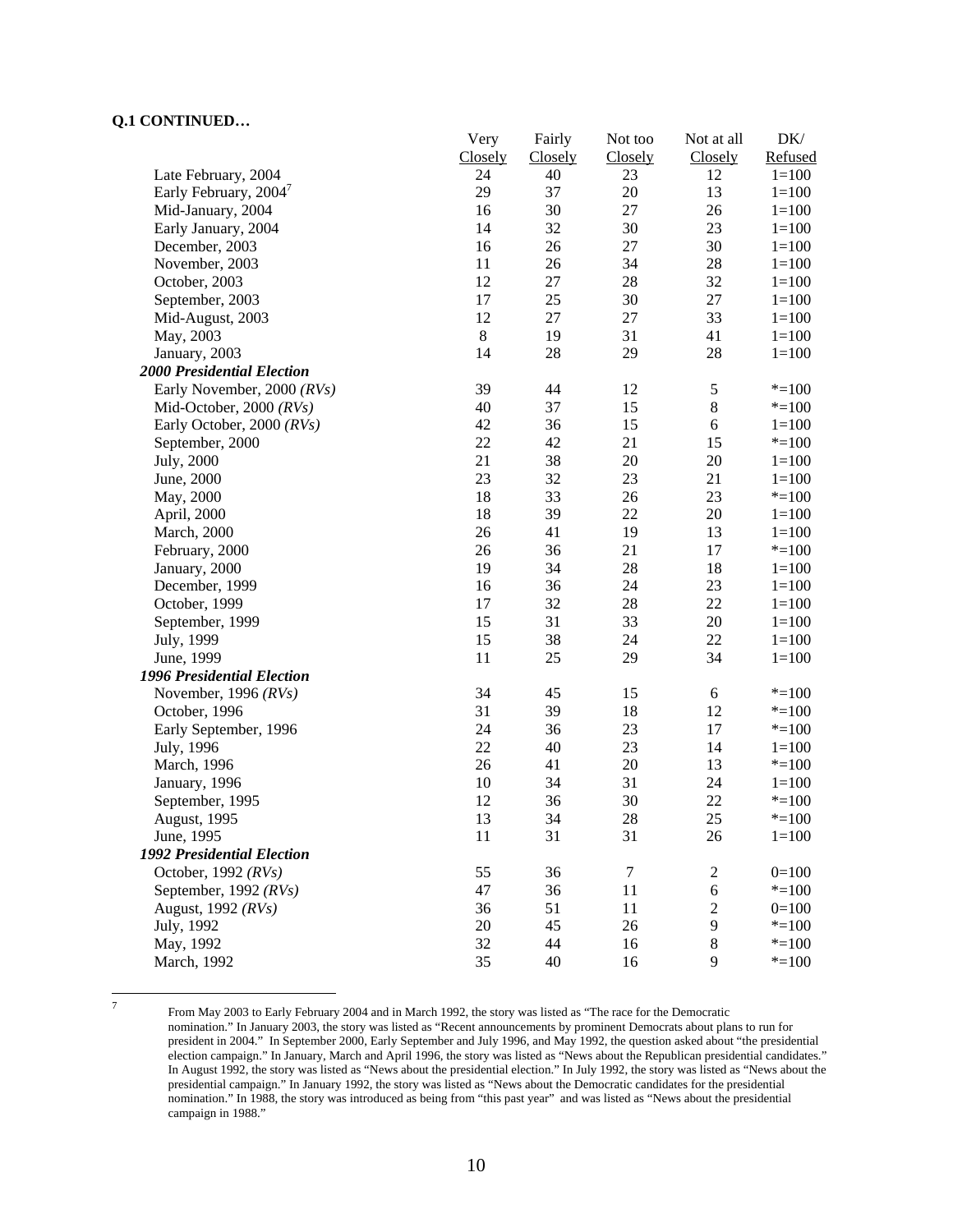**Q.1 CONTINUED…**

| | Very Closely | Fairly Closely | Not too Closely | Not at all Closely | DK/ Refused |
|---|---|---|---|---|---|
| Late February, 2004 | 24 | 40 | 23 | 12 | 1=100 |
| Early February, 2004[7] | 29 | 37 | 20 | 13 | 1=100 |
| Mid-January, 2004 | 16 | 30 | 27 | 26 | 1=100 |
| Early January, 2004 | 14 | 32 | 30 | 23 | 1=100 |
| December, 2003 | 16 | 26 | 27 | 30 | 1=100 |
| November, 2003 | 11 | 26 | 34 | 28 | 1=100 |
| October, 2003 | 12 | 27 | 28 | 32 | 1=100 |
| September, 2003 | 17 | 25 | 30 | 27 | 1=100 |
| Mid-August, 2003 | 12 | 27 | 27 | 33 | 1=100 |
| May, 2003 | 8 | 19 | 31 | 41 | 1=100 |
| January, 2003 | 14 | 28 | 29 | 28 | 1=100 |
| ***2000 Presidential Election*** | | | | | |
| Early November, 2000 *(RVs)* | 39 | 44 | 12 | 5 | *=100 |
| Mid-October, 2000 *(RVs)* | 40 | 37 | 15 | 8 | *=100 |
| Early October, 2000 *(RVs)* | 42 | 36 | 15 | 6 | 1=100 |
| September, 2000 | 22 | 42 | 21 | 15 | *=100 |
| July, 2000 | 21 | 38 | 20 | 20 | 1=100 |
| June, 2000 | 23 | 32 | 23 | 21 | 1=100 |
| May, 2000 | 18 | 33 | 26 | 23 | *=100 |
| April, 2000 | 18 | 39 | 22 | 20 | 1=100 |
| March, 2000 | 26 | 41 | 19 | 13 | 1=100 |
| February, 2000 | 26 | 36 | 21 | 17 | *=100 |
| January, 2000 | 19 | 34 | 28 | 18 | 1=100 |
| December, 1999 | 16 | 36 | 24 | 23 | 1=100 |
| October, 1999 | 17 | 32 | 28 | 22 | 1=100 |
| September, 1999 | 15 | 31 | 33 | 20 | 1=100 |
| July, 1999 | 15 | 38 | 24 | 22 | 1=100 |
| June, 1999 | 11 | 25 | 29 | 34 | 1=100 |
| ***1996 Presidential Election*** | | | | | |
| November, 1996 *(RVs)* | 34 | 45 | 15 | 6 | *=100 |
| October, 1996 | 31 | 39 | 18 | 12 | *=100 |
| Early September, 1996 | 24 | 36 | 23 | 17 | *=100 |
| July, 1996 | 22 | 40 | 23 | 14 | 1=100 |
| March, 1996 | 26 | 41 | 20 | 13 | *=100 |
| January, 1996 | 10 | 34 | 31 | 24 | 1=100 |
| September, 1995 | 12 | 36 | 30 | 22 | *=100 |
| August, 1995 | 13 | 34 | 28 | 25 | *=100 |
| June, 1995 | 11 | 31 | 31 | 26 | 1=100 |
| ***1992 Presidential Election*** | | | | | |
| October, 1992 *(RVs)* | 55 | 36 | 7 | 2 | 0=100 |
| September, 1992 *(RVs)* | 47 | 36 | 11 | 6 | *=100 |
| August, 1992 *(RVs)* | 36 | 51 | 11 | 2 | 0=100 |
| July, 1992 | 20 | 45 | 26 | 9 | *=100 |
| May, 1992 | 32 | 44 | 16 | 8 | *=100 |
| March, 1992 | 35 | 40 | 16 | 9 | *=100 |

[7] From May 2003 to Early February 2004 and in March 1992, the story was listed as "The race for the Democratic nomination." In January 2003, the story was listed as "Recent announcements by prominent Democrats about plans to run for president in 2004." In September 2000, Early September and July 1996, and May 1992, the question asked about "the presidential election campaign." In January, March and April 1996, the story was listed as "News about the Republican presidential candidates." In August 1992, the story was listed as "News about the presidential election." In July 1992, the story was listed as "News about the presidential campaign." In January 1992, the story was listed as "News about the Democratic candidates for the presidential nomination." In 1988, the story was introduced as being from "this past year" and was listed as "News about the presidential campaign in 1988."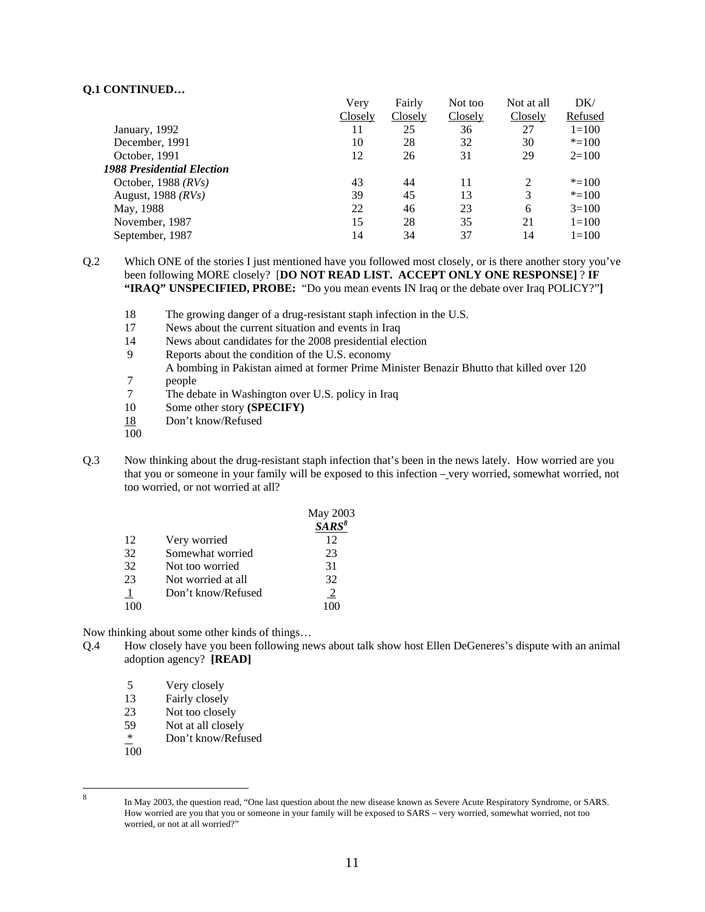**Q.1 CONTINUED…**

| | Very Closely | Fairly Closely | Not too Closely | Not at all Closely | DK/ Refused |
|---|---|---|---|---|---|
| January, 1992 | 11 | 25 | 36 | 27 | 1=100 |
| December, 1991 | 10 | 28 | 32 | 30 | *=100 |
| October, 1991 | 12 | 26 | 31 | 29 | 2=100 |
| ***1988 Presidential Election*** | | | | | |
| October, 1988 *(RVs)* | 43 | 44 | 11 | 2 | *=100 |
| August, 1988 *(RVs)* | 39 | 45 | 13 | 3 | *=100 |
| May, 1988 | 22 | 46 | 23 | 6 | 3=100 |
| November, 1987 | 15 | 28 | 35 | 21 | 1=100 |
| September, 1987 | 14 | 34 | 37 | 14 | 1=100 |

Q.2 Which ONE of the stories I just mentioned have you followed most closely, or is there another story you've been following MORE closely? [**DO NOT READ LIST. ACCEPT ONLY ONE RESPONSE]** ? **IF "IRAQ" UNSPECIFIED, PROBE:** "Do you mean events IN Iraq or the debate over Iraq POLICY?"**]**

| | |
|---|---|
| 18 | The growing danger of a drug-resistant staph infection in the U.S. |
| 17 | News about the current situation and events in Iraq |
| 14 | News about candidates for the 2008 presidential election |
| 9 | Reports about the condition of the U.S. economy |
| 7 | A bombing in Pakistan aimed at former Prime Minister Benazir Bhutto that killed over 120 people |
| 7 | The debate in Washington over U.S. policy in Iraq |
| 10 | Some other story **(SPECIFY)** |
| 18 | Don't know/Refused |
| 100 | |

Q.3 Now thinking about the drug-resistant staph infection that's been in the news lately. How worried are you that you or someone in your family will be exposed to this infection – very worried, somewhat worried, not too worried, or not worried at all?

| | | May 2003 ***SARS***[8] |
|---|---|---|
| 12 | Very worried | 12 |
| 32 | Somewhat worried | 23 |
| 32 | Not too worried | 31 |
| 23 | Not worried at all | 32 |
| 1 | Don't know/Refused | 2 |
| 100 | | 100 |

Now thinking about some other kinds of things…

Q.4 How closely have you been following news about talk show host Ellen DeGeneres's dispute with an animal adoption agency? **[READ]**

| | |
|---|---|
| 5 | Very closely |
| 13 | Fairly closely |
| 23 | Not too closely |
| 59 | Not at all closely |
| * | Don't know/Refused |
| 100 | |

---

[8] In May 2003, the question read, "One last question about the new disease known as Severe Acute Respiratory Syndrome, or SARS. How worried are you that you or someone in your family will be exposed to SARS – very worried, somewhat worried, not too worried, or not at all worried?"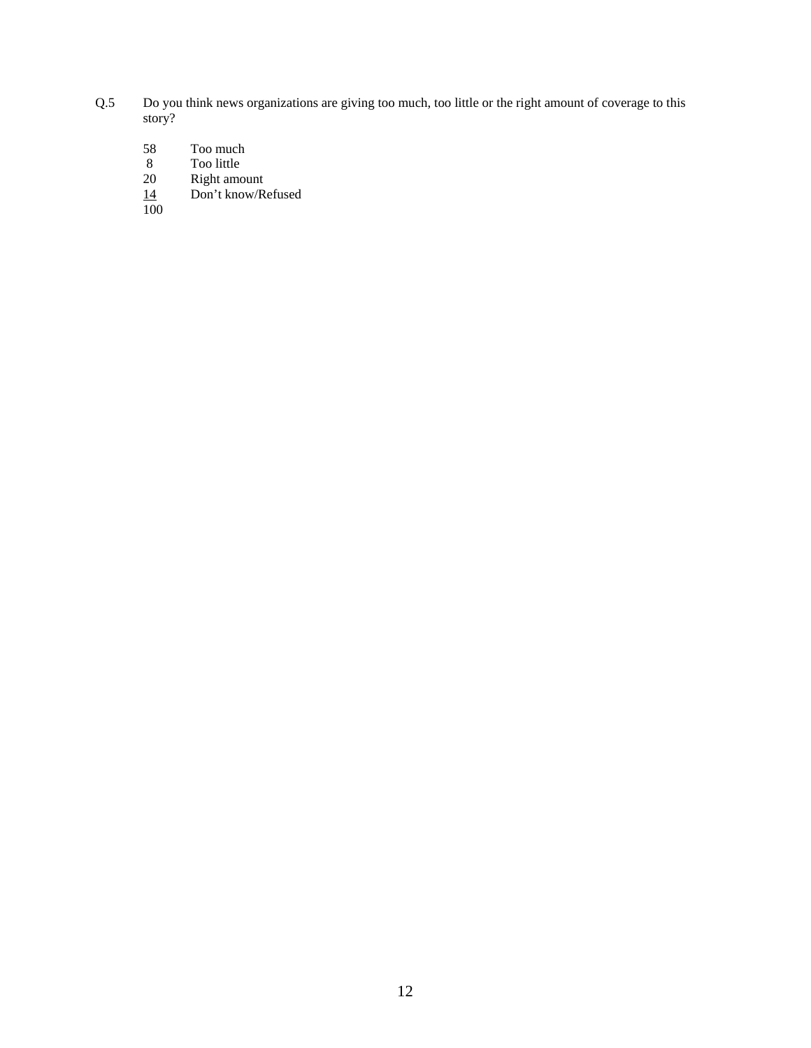Q.5 Do you think news organizations are giving too much, too little or the right amount of coverage to this story?

| | |
|---|---|
| 58 | Too much |
| 8 | Too little |
| 20 | Right amount |
| 14 | Don't know/Refused |
| 100 | |